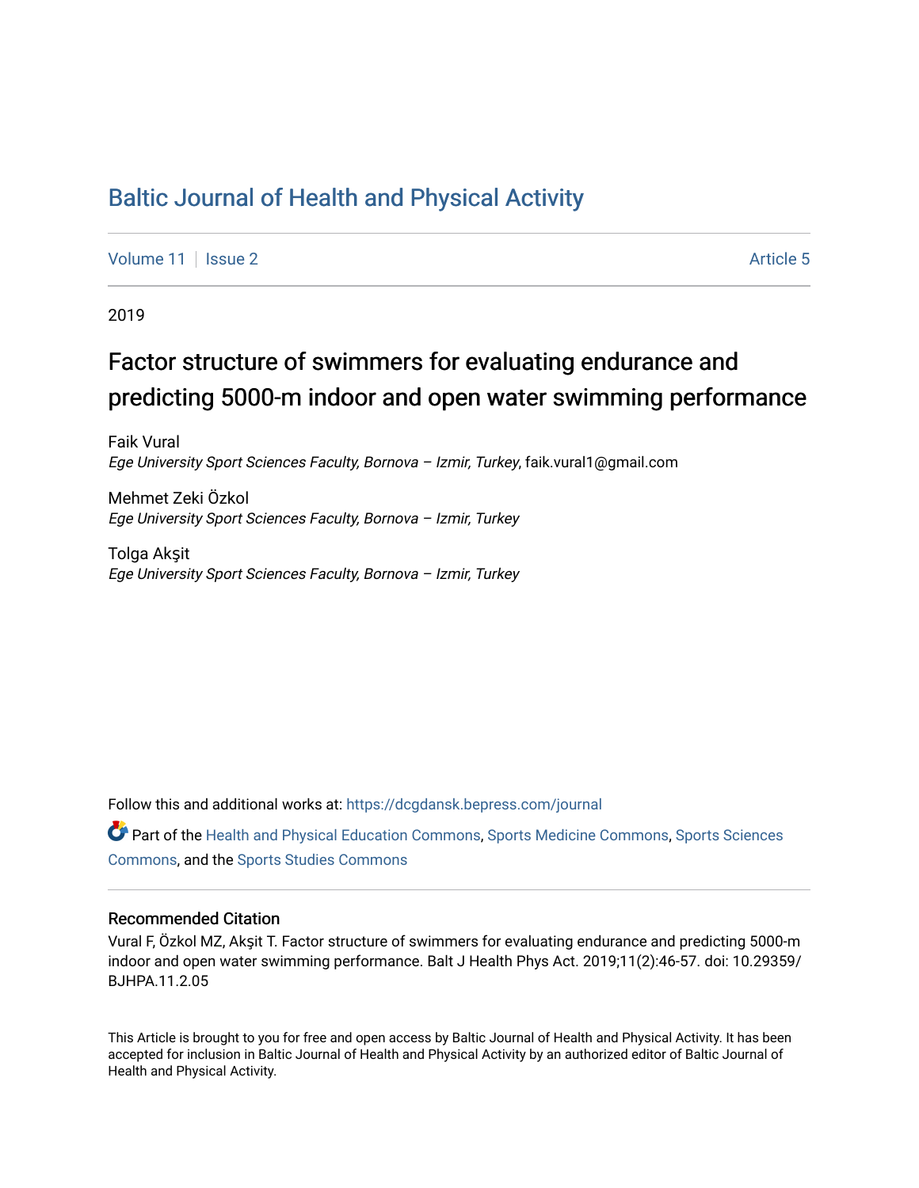# Baltic Journal of Health and Physical Activity

Volume 11 | Issue 2 Article 5

2019

## Factor structure of swimmers for evaluating endurance and predicting 5000-m indoor and open water swimming performance

Faik Vural
*Ege University Sport Sciences Faculty, Bornova – Izmir, Turkey*, faik.vural1@gmail.com

Mehmet Zeki Özkol
*Ege University Sport Sciences Faculty, Bornova – Izmir, Turkey*

Tolga Akşit
*Ege University Sport Sciences Faculty, Bornova – Izmir, Turkey*

Follow this and additional works at: https://dcgdansk.bepress.com/journal

Part of the Health and Physical Education Commons, Sports Medicine Commons, Sports Sciences Commons, and the Sports Studies Commons

### Recommended Citation

Vural F, Özkol MZ, Akşit T. Factor structure of swimmers for evaluating endurance and predicting 5000-m indoor and open water swimming performance. Balt J Health Phys Act. 2019;11(2):46-57. doi: 10.29359/BJHPA.11.2.05

This Article is brought to you for free and open access by Baltic Journal of Health and Physical Activity. It has been accepted for inclusion in Baltic Journal of Health and Physical Activity by an authorized editor of Baltic Journal of Health and Physical Activity.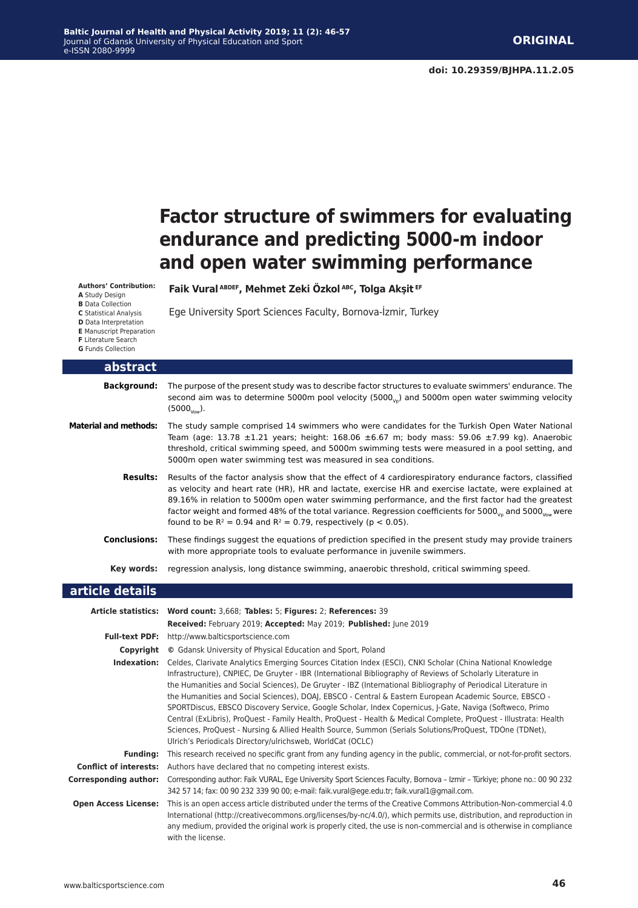ORIGINAL

doi: 10.29359/BJHPA.11.2.05

# Factor structure of swimmers for evaluating endurance and predicting 5000-m indoor and open water swimming performance

**Authors' Contribution:**
**A** Study Design
**B** Data Collection
**C** Statistical Analysis
**D** Data Interpretation
**E** Manuscript Preparation
**F** Literature Search
**G** Funds Collection

**Faik Vural** [ABDEF], **Mehmet Zeki Özkol** [ABC], **Tolga Akşit** [EF]

Ege University Sport Sciences Faculty, Bornova-İzmir, Turkey

## abstract

**Background:** The purpose of the present study was to describe factor structures to evaluate swimmers' endurance. The second aim was to determine 5000m pool velocity ($5000_{Vp}$) and 5000m open water swimming velocity ($5000_{Vow}$).

**Material and methods:** The study sample comprised 14 swimmers who were candidates for the Turkish Open Water National Team (age: 13.78 ±1.21 years; height: 168.06 ±6.67 m; body mass: 59.06 ±7.99 kg). Anaerobic threshold, critical swimming speed, and 5000m swimming tests were measured in a pool setting, and 5000m open water swimming test was measured in sea conditions.

**Results:** Results of the factor analysis show that the effect of 4 cardiorespiratory endurance factors, classified as velocity and heart rate (HR), HR and lactate, exercise HR and exercise lactate, were explained at 89.16% in relation to 5000m open water swimming performance, and the first factor had the greatest factor weight and formed 48% of the total variance. Regression coefficients for $5000_{Vp}$ and $5000_{Vow}$ were found to be $R^2 = 0.94$ and $R^2 = 0.79$, respectively ($p < 0.05$).

**Conclusions:** These findings suggest the equations of prediction specified in the present study may provide trainers with more appropriate tools to evaluate performance in juvenile swimmers.

**Key words:** regression analysis, long distance swimming, anaerobic threshold, critical swimming speed.

## article details

**Article statistics:** **Word count:** 3,668; **Tables:** 5; **Figures:** 2; **References:** 39
**Received:** February 2019; **Accepted:** May 2019; **Published:** June 2019

**Full-text PDF:** http://www.balticsportscience.com

**Copyright** © Gdansk University of Physical Education and Sport, Poland

**Indexation:** Celdes, Clarivate Analytics Emerging Sources Citation Index (ESCI), CNKI Scholar (China National Knowledge Infrastructure), CNPIEC, De Gruyter - IBR (International Bibliography of Reviews of Scholarly Literature in the Humanities and Social Sciences), De Gruyter - IBZ (International Bibliography of Periodical Literature in the Humanities and Social Sciences), DOAJ, EBSCO - Central & Eastern European Academic Source, EBSCO - SPORTDiscus, EBSCO Discovery Service, Google Scholar, Index Copernicus, J-Gate, Naviga (Softweco, Primo Central (ExLibris), ProQuest - Family Health, ProQuest - Health & Medical Complete, ProQuest - Illustrata: Health Sciences, ProQuest - Nursing & Allied Health Source, Summon (Serials Solutions/ProQuest, TDOne (TDNet), Ulrich's Periodicals Directory/ulrichsweb, WorldCat (OCLC)

**Funding:** This research received no specific grant from any funding agency in the public, commercial, or not-for-profit sectors.

**Conflict of interests:** Authors have declared that no competing interest exists.

**Corresponding author:** Corresponding author: Faik VURAL, Ege University Sport Sciences Faculty, Bornova – Izmir – Türkiye; phone no.: 00 90 232 342 57 14; fax: 00 90 232 339 90 00; e-mail: faik.vural@ege.edu.tr; faik.vural1@gmail.com.

**Open Access License:** This is an open access article distributed under the terms of the Creative Commons Attribution-Non-commercial 4.0 International (http://creativecommons.org/licenses/by-nc/4.0/), which permits use, distribution, and reproduction in any medium, provided the original work is properly cited, the use is non-commercial and is otherwise in compliance with the license.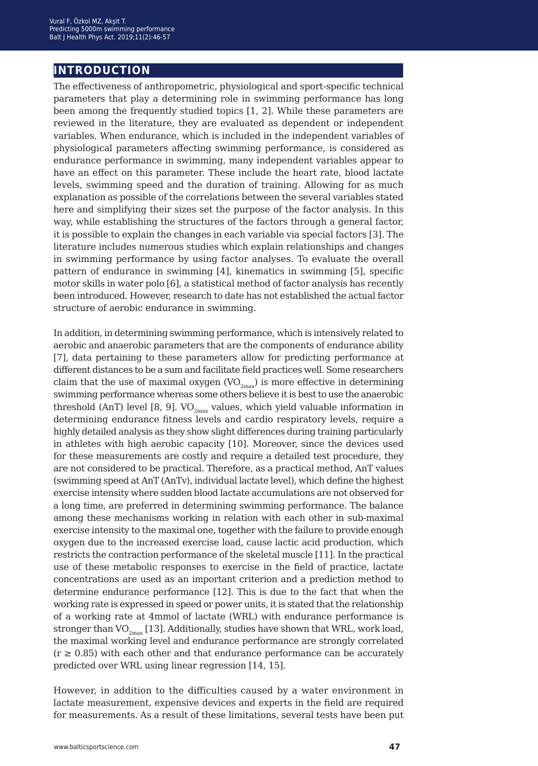## INTRODUCTION

The effectiveness of anthropometric, physiological and sport-specific technical parameters that play a determining role in swimming performance has long been among the frequently studied topics [1, 2]. While these parameters are reviewed in the literature, they are evaluated as dependent or independent variables. When endurance, which is included in the independent variables of physiological parameters affecting swimming performance, is considered as endurance performance in swimming, many independent variables appear to have an effect on this parameter. These include the heart rate, blood lactate levels, swimming speed and the duration of training. Allowing for as much explanation as possible of the correlations between the several variables stated here and simplifying their sizes set the purpose of the factor analysis. In this way, while establishing the structures of the factors through a general factor, it is possible to explain the changes in each variable via special factors [3]. The literature includes numerous studies which explain relationships and changes in swimming performance by using factor analyses. To evaluate the overall pattern of endurance in swimming [4], kinematics in swimming [5], specific motor skills in water polo [6], a statistical method of factor analysis has recently been introduced. However, research to date has not established the actual factor structure of aerobic endurance in swimming.

In addition, in determining swimming performance, which is intensively related to aerobic and anaerobic parameters that are the components of endurance ability [7], data pertaining to these parameters allow for predicting performance at different distances to be a sum and facilitate field practices well. Some researchers claim that the use of maximal oxygen ($VO_{2max}$) is more effective in determining swimming performance whereas some others believe it is best to use the anaerobic threshold (AnT) level [8, 9]. $VO_{2max}$ values, which yield valuable information in determining endurance fitness levels and cardio respiratory levels, require a highly detailed analysis as they show slight differences during training particularly in athletes with high aerobic capacity [10]. Moreover, since the devices used for these measurements are costly and require a detailed test procedure, they are not considered to be practical. Therefore, as a practical method, AnT values (swimming speed at AnT (AnTv), individual lactate level), which define the highest exercise intensity where sudden blood lactate accumulations are not observed for a long time, are preferred in determining swimming performance. The balance among these mechanisms working in relation with each other in sub-maximal exercise intensity to the maximal one, together with the failure to provide enough oxygen due to the increased exercise load, cause lactic acid production, which restricts the contraction performance of the skeletal muscle [11]. In the practical use of these metabolic responses to exercise in the field of practice, lactate concentrations are used as an important criterion and a prediction method to determine endurance performance [12]. This is due to the fact that when the working rate is expressed in speed or power units, it is stated that the relationship of a working rate at 4mmol of lactate (WRL) with endurance performance is stronger than $VO_{2max}$ [13]. Additionally, studies have shown that WRL, work load, the maximal working level and endurance performance are strongly correlated ($r \geq 0.85$) with each other and that endurance performance can be accurately predicted over WRL using linear regression [14, 15].

However, in addition to the difficulties caused by a water environment in lactate measurement, expensive devices and experts in the field are required for measurements. As a result of these limitations, several tests have been put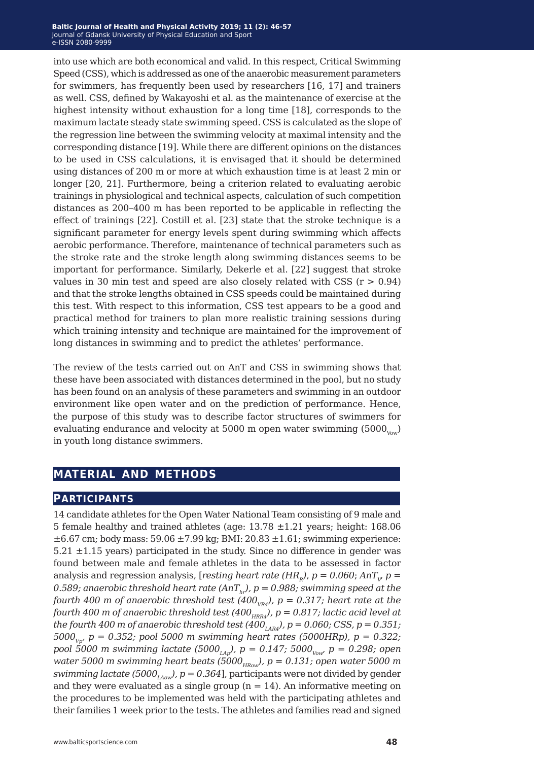into use which are both economical and valid. In this respect, Critical Swimming Speed (CSS), which is addressed as one of the anaerobic measurement parameters for swimmers, has frequently been used by researchers [16, 17] and trainers as well. CSS, defined by Wakayoshi et al. as the maintenance of exercise at the highest intensity without exhaustion for a long time [18], corresponds to the maximum lactate steady state swimming speed. CSS is calculated as the slope of the regression line between the swimming velocity at maximal intensity and the corresponding distance [19]. While there are different opinions on the distances to be used in CSS calculations, it is envisaged that it should be determined using distances of 200 m or more at which exhaustion time is at least 2 min or longer [20, 21]. Furthermore, being a criterion related to evaluating aerobic trainings in physiological and technical aspects, calculation of such competition distances as 200–400 m has been reported to be applicable in reflecting the effect of trainings [22]. Costill et al. [23] state that the stroke technique is a significant parameter for energy levels spent during swimming which affects aerobic performance. Therefore, maintenance of technical parameters such as the stroke rate and the stroke length along swimming distances seems to be important for performance. Similarly, Dekerle et al. [22] suggest that stroke values in 30 min test and speed are also closely related with CSS ($r > 0.94$) and that the stroke lengths obtained in CSS speeds could be maintained during this test. With respect to this information, CSS test appears to be a good and practical method for trainers to plan more realistic training sessions during which training intensity and technique are maintained for the improvement of long distances in swimming and to predict the athletes' performance.

The review of the tests carried out on AnT and CSS in swimming shows that these have been associated with distances determined in the pool, but no study has been found on an analysis of these parameters and swimming in an outdoor environment like open water and on the prediction of performance. Hence, the purpose of this study was to describe factor structures of swimmers for evaluating endurance and velocity at 5000 m open water swimming ($5000_{Vow}$) in youth long distance swimmers.

## MATERIAL AND METHODS

### Participants

14 candidate athletes for the Open Water National Team consisting of 9 male and 5 female healthy and trained athletes (age: 13.78 ±1.21 years; height: 168.06 ±6.67 cm; body mass: 59.06 ±7.99 kg; BMI: 20.83 ±1.61; swimming experience: 5.21 ±1.15 years) participated in the study. Since no difference in gender was found between male and female athletes in the data to be assessed in factor analysis and regression analysis, [*resting heart rate* ($HR_R$), $p = 0.060$; $AnT_V$, $p = 0.589$; *anaerobic threshold heart rate* ($AnT_{hr}$), $p = 0.988$; *swimming speed at the fourth 400 m of anaerobic threshold test* ($400_{VR4}$), $p = 0.317$; *heart rate at the fourth 400 m of anaerobic threshold test* ($400_{HRR4}$), $p = 0.817$; *lactic acid level at the fourth 400 m of anaerobic threshold test* ($400_{LAR4}$), $p = 0.060$; *CSS*, $p = 0.351$; $5000_{Vp}$, $p = 0.352$; *pool 5000 m swimming heart rates (5000HRp)*, $p = 0.322$; *pool 5000 m swimming lactate* ($5000_{LAp}$), $p = 0.147$; $5000_{Vow}$, $p = 0.298$; *open water 5000 m swimming heart beats* ($5000_{HRow}$), $p = 0.131$; *open water 5000 m swimming lactate* ($5000_{LAow}$), $p = 0.364$], participants were not divided by gender and they were evaluated as a single group ($n = 14$). An informative meeting on the procedures to be implemented was held with the participating athletes and their families 1 week prior to the tests. The athletes and families read and signed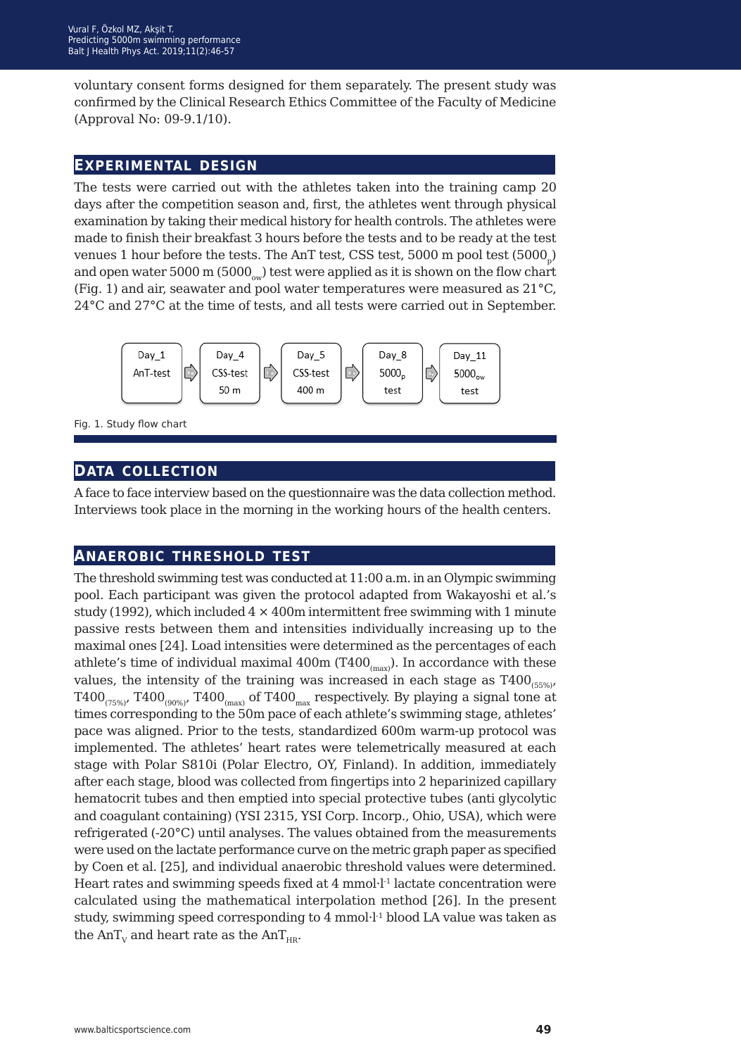voluntary consent forms designed for them separately. The present study was confirmed by the Clinical Research Ethics Committee of the Faculty of Medicine (Approval No: 09-9.1/10).

## Experimental design

The tests were carried out with the athletes taken into the training camp 20 days after the competition season and, first, the athletes went through physical examination by taking their medical history for health controls. The athletes were made to finish their breakfast 3 hours before the tests and to be ready at the test venues 1 hour before the tests. The AnT test, CSS test, 5000 m pool test ($5000_p$) and open water 5000 m ($5000_{ow}$) test were applied as it is shown on the flow chart (Fig. 1) and air, seawater and pool water temperatures were measured as 21°C, 24°C and 27°C at the time of tests, and all tests were carried out in September.

Day_1 AnT-test → Day_4 CSS-test 50 m → Day_5 CSS-test 400 m → Day_8 $5000_p$ test → Day_11 $5000_{ow}$ test

Fig. 1. Study flow chart

## Data collection

A face to face interview based on the questionnaire was the data collection method. Interviews took place in the morning in the working hours of the health centers.

## Anaerobic threshold test

The threshold swimming test was conducted at 11:00 a.m. in an Olympic swimming pool. Each participant was given the protocol adapted from Wakayoshi et al.'s study (1992), which included 4 × 400m intermittent free swimming with 1 minute passive rests between them and intensities individually increasing up to the maximal ones [24]. Load intensities were determined as the percentages of each athlete's time of individual maximal 400m ($T400_{(max)}$). In accordance with these values, the intensity of the training was increased in each stage as $T400_{(55\%)}$, $T400_{(75\%)}$, $T400_{(90\%)}$, $T400_{(max)}$ of $T400_{max}$ respectively. By playing a signal tone at times corresponding to the 50m pace of each athlete's swimming stage, athletes' pace was aligned. Prior to the tests, standardized 600m warm-up protocol was implemented. The athletes' heart rates were telemetrically measured at each stage with Polar S810i (Polar Electro, OY, Finland). In addition, immediately after each stage, blood was collected from fingertips into 2 heparinized capillary hematocrit tubes and then emptied into special protective tubes (anti glycolytic and coagulant containing) (YSI 2315, YSI Corp. Incorp., Ohio, USA), which were refrigerated (-20°C) until analyses. The values obtained from the measurements were used on the lactate performance curve on the metric graph paper as specified by Coen et al. [25], and individual anaerobic threshold values were determined. Heart rates and swimming speeds fixed at 4 mmol·l$^{-1}$ lactate concentration were calculated using the mathematical interpolation method [26]. In the present study, swimming speed corresponding to 4 mmol·l$^{-1}$ blood LA value was taken as the $AnT_V$ and heart rate as the $AnT_{HR}$.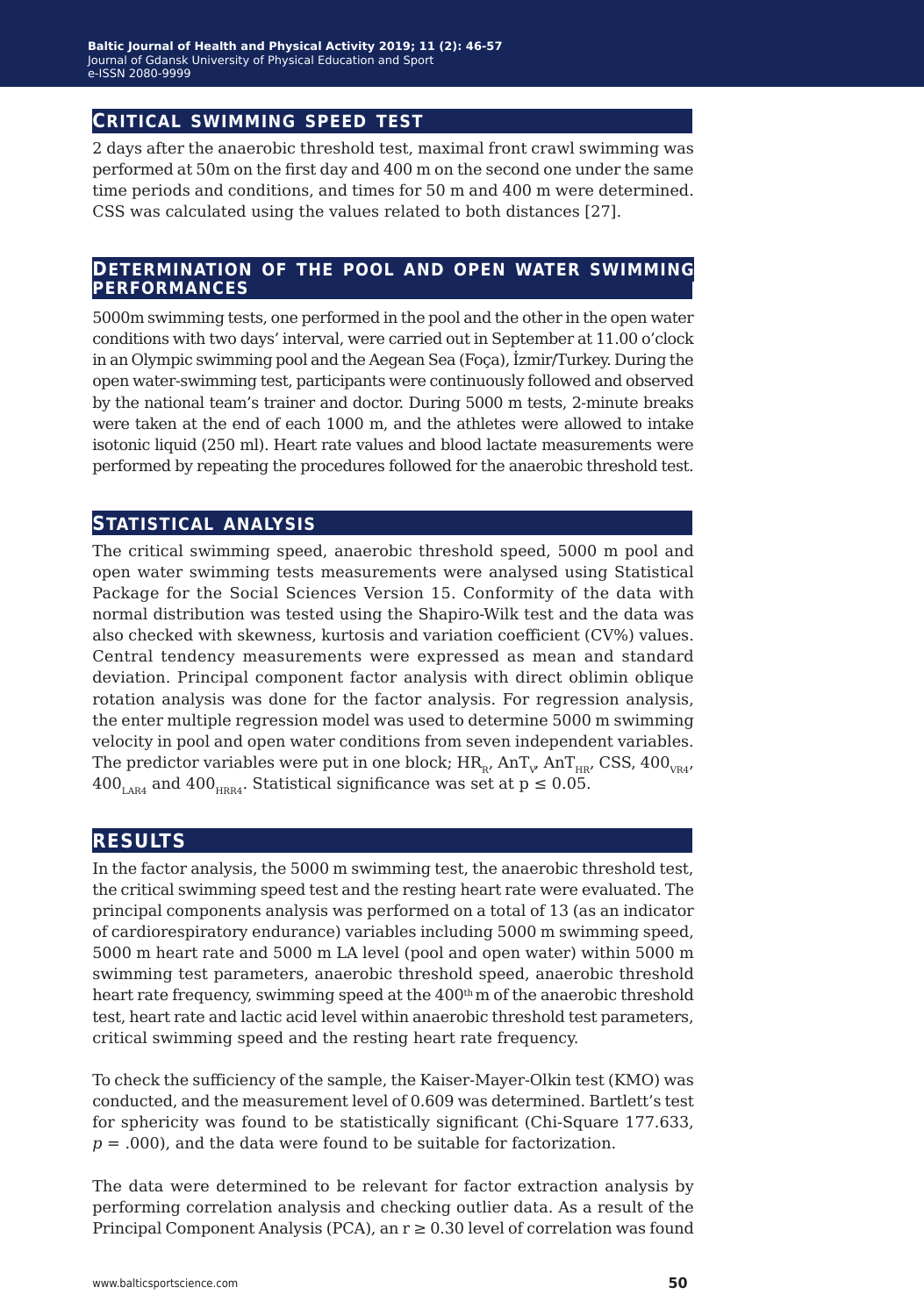## Critical swimming speed test

2 days after the anaerobic threshold test, maximal front crawl swimming was performed at 50m on the first day and 400 m on the second one under the same time periods and conditions, and times for 50 m and 400 m were determined. CSS was calculated using the values related to both distances [27].

## Determination of the pool and open water swimming performances

5000m swimming tests, one performed in the pool and the other in the open water conditions with two days' interval, were carried out in September at 11.00 o'clock in an Olympic swimming pool and the Aegean Sea (Foça), İzmir/Turkey. During the open water-swimming test, participants were continuously followed and observed by the national team's trainer and doctor. During 5000 m tests, 2-minute breaks were taken at the end of each 1000 m, and the athletes were allowed to intake isotonic liquid (250 ml). Heart rate values and blood lactate measurements were performed by repeating the procedures followed for the anaerobic threshold test.

## Statistical analysis

The critical swimming speed, anaerobic threshold speed, 5000 m pool and open water swimming tests measurements were analysed using Statistical Package for the Social Sciences Version 15. Conformity of the data with normal distribution was tested using the Shapiro-Wilk test and the data was also checked with skewness, kurtosis and variation coefficient (CV%) values. Central tendency measurements were expressed as mean and standard deviation. Principal component factor analysis with direct oblimin oblique rotation analysis was done for the factor analysis. For regression analysis, the enter multiple regression model was used to determine 5000 m swimming velocity in pool and open water conditions from seven independent variables. The predictor variables were put in one block; $HR_R$, $AnT_V$, $AnT_{HR}$, CSS, $400_{VR4}$, $400_{LAR4}$ and $400_{HRR4}$. Statistical significance was set at $p \leq 0.05$.

## Results

In the factor analysis, the 5000 m swimming test, the anaerobic threshold test, the critical swimming speed test and the resting heart rate were evaluated. The principal components analysis was performed on a total of 13 (as an indicator of cardiorespiratory endurance) variables including 5000 m swimming speed, 5000 m heart rate and 5000 m LA level (pool and open water) within 5000 m swimming test parameters, anaerobic threshold speed, anaerobic threshold heart rate frequency, swimming speed at the $400^{th}$ m of the anaerobic threshold test, heart rate and lactic acid level within anaerobic threshold test parameters, critical swimming speed and the resting heart rate frequency.

To check the sufficiency of the sample, the Kaiser-Mayer-Olkin test (KMO) was conducted, and the measurement level of 0.609 was determined. Bartlett's test for sphericity was found to be statistically significant (Chi-Square 177.633, $p$ = .000), and the data were found to be suitable for factorization.

The data were determined to be relevant for factor extraction analysis by performing correlation analysis and checking outlier data. As a result of the Principal Component Analysis (PCA), an $r \geq 0.30$ level of correlation was found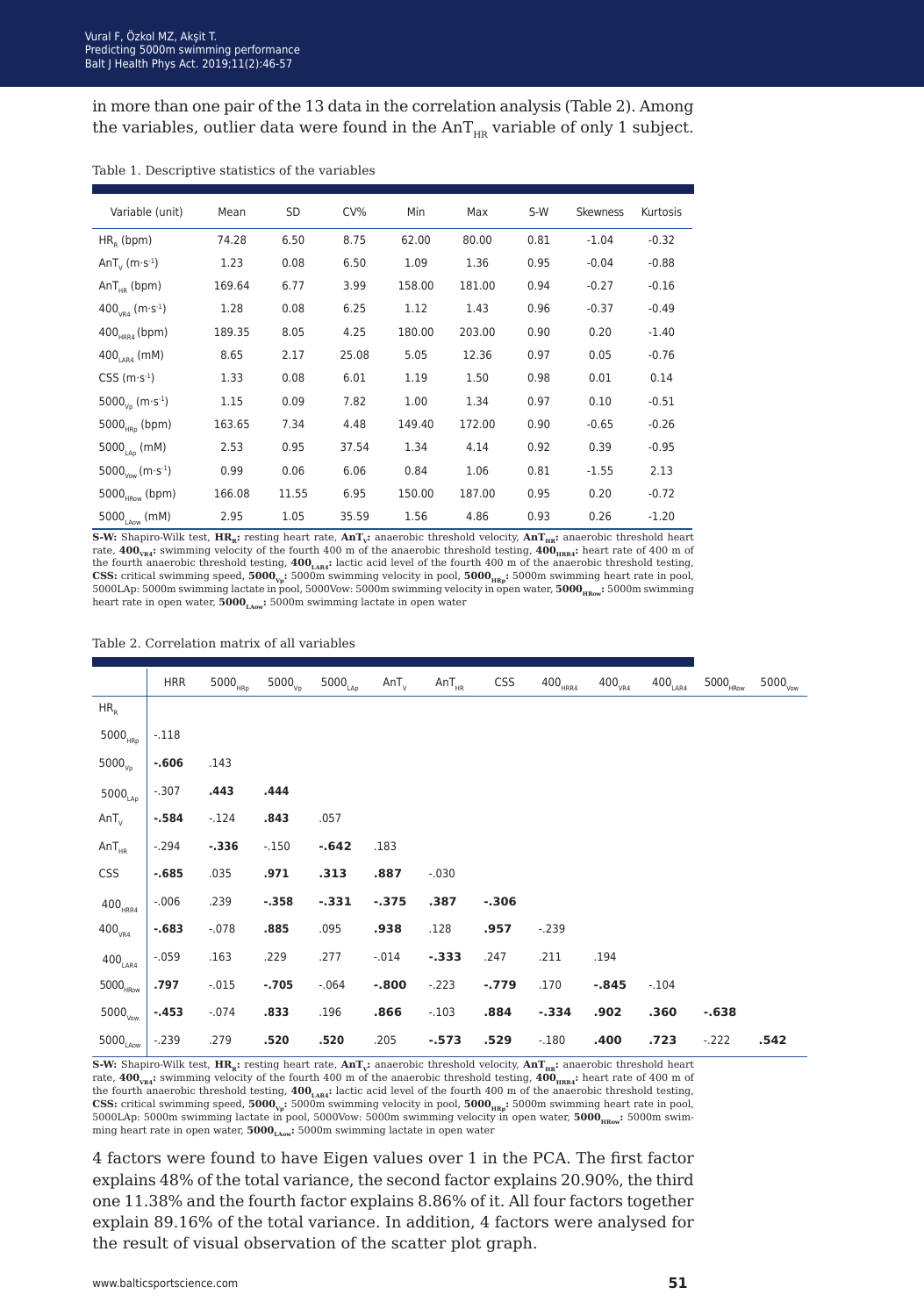in more than one pair of the 13 data in the correlation analysis (Table 2). Among the variables, outlier data were found in the $AnT_{HR}$ variable of only 1 subject.

Table 1. Descriptive statistics of the variables

| Variable (unit) | Mean | SD | CV% | Min | Max | S-W | Skewness | Kurtosis |
|---|---|---|---|---|---|---|---|---|
| $HR_R$ (bpm) | 74.28 | 6.50 | 8.75 | 62.00 | 80.00 | 0.81 | -1.04 | -0.32 |
| $AnT_V$ ($m \cdot s^{-1}$) | 1.23 | 0.08 | 6.50 | 1.09 | 1.36 | 0.95 | -0.04 | -0.88 |
| $AnT_{HR}$ (bpm) | 169.64 | 6.77 | 3.99 | 158.00 | 181.00 | 0.94 | -0.27 | -0.16 |
| $400_{VR4}$ ($m \cdot s^{-1}$) | 1.28 | 0.08 | 6.25 | 1.12 | 1.43 | 0.96 | -0.37 | -0.49 |
| $400_{HRR4}$ (bpm) | 189.35 | 8.05 | 4.25 | 180.00 | 203.00 | 0.90 | 0.20 | -1.40 |
| $400_{LAR4}$ (mM) | 8.65 | 2.17 | 25.08 | 5.05 | 12.36 | 0.97 | 0.05 | -0.76 |
| CSS ($m \cdot s^{-1}$) | 1.33 | 0.08 | 6.01 | 1.19 | 1.50 | 0.98 | 0.01 | 0.14 |
| $5000_{Vp}$ ($m \cdot s^{-1}$) | 1.15 | 0.09 | 7.82 | 1.00 | 1.34 | 0.97 | 0.10 | -0.51 |
| $5000_{HRp}$ (bpm) | 163.65 | 7.34 | 4.48 | 149.40 | 172.00 | 0.90 | -0.65 | -0.26 |
| $5000_{LAp}$ (mM) | 2.53 | 0.95 | 37.54 | 1.34 | 4.14 | 0.92 | 0.39 | -0.95 |
| $5000_{Vow}$ ($m \cdot s^{-1}$) | 0.99 | 0.06 | 6.06 | 0.84 | 1.06 | 0.81 | -1.55 | 2.13 |
| $5000_{HRow}$ (bpm) | 166.08 | 11.55 | 6.95 | 150.00 | 187.00 | 0.95 | 0.20 | -0.72 |
| $5000_{LAow}$ (mM) | 2.95 | 1.05 | 35.59 | 1.56 | 4.86 | 0.93 | 0.26 | -1.20 |

**S-W:** Shapiro-Wilk test, **$HR_R$:** resting heart rate, **$AnT_V$:** anaerobic threshold velocity, **$AnT_{HR}$:** anaerobic threshold heart rate, **$400_{VR4}$:** swimming velocity of the fourth 400 m of the anaerobic threshold testing, **$400_{HRR4}$:** heart rate of 400 m of the fourth anaerobic threshold testing, **$400_{LAR4}$:** lactic acid level of the fourth 400 m of the anaerobic threshold testing, **CSS:** critical swimming speed, **$5000_{Vp}$:** 5000m swimming velocity in pool, **$5000_{HRp}$:** 5000m swimming heart rate in pool, 5000LAp: 5000m swimming lactate in pool, 5000Vow: 5000m swimming velocity in open water, **$5000_{HRow}$:** 5000m swimming heart rate in open water, **$5000_{LAow}$:** 5000m swimming lactate in open water

Table 2. Correlation matrix of all variables

| | HRR | $5000_{HRp}$ | $5000_{Vp}$ | $5000_{LAp}$ | $AnT_V$ | $AnT_{HR}$ | CSS | $400_{HRR4}$ | $400_{VR4}$ | $400_{LAR4}$ | $5000_{HRow}$ | $5000_{Vow}$ |
|---|---|---|---|---|---|---|---|---|---|---|---|---|
| $HR_R$ | | | | | | | | | | | | |
| $5000_{HRp}$ | -.118 | | | | | | | | | | | |
| $5000_{Vp}$ | **-.606** | .143 | | | | | | | | | | |
| $5000_{LAp}$ | -.307 | **.443** | **.444** | | | | | | | | | |
| $AnT_V$ | **-.584** | -.124 | **.843** | .057 | | | | | | | | |
| $AnT_{HR}$ | -.294 | **-.336** | -.150 | **-.642** | .183 | | | | | | | |
| CSS | **-.685** | .035 | **.971** | **.313** | **.887** | -.030 | | | | | | |
| $400_{HRR4}$ | -.006 | .239 | **-.358** | **-.331** | **-.375** | **.387** | **-.306** | | | | | |
| $400_{VR4}$ | **-.683** | -.078 | **.885** | .095 | **.938** | .128 | **.957** | -.239 | | | | |
| $400_{LAR4}$ | -.059 | .163 | .229 | .277 | -.014 | **-.333** | .247 | .211 | .194 | | | |
| $5000_{HRow}$ | **.797** | -.015 | **-.705** | -.064 | **-.800** | -.223 | **-.779** | .170 | **-.845** | -.104 | | |
| $5000_{Vow}$ | **-.453** | -.074 | **.833** | .196 | **.866** | -.103 | **.884** | **-.334** | **.902** | **.360** | **-.638** | |
| $5000_{LAow}$ | -.239 | .279 | **.520** | **.520** | .205 | **-.573** | **.529** | -.180 | **.400** | **.723** | -.222 | **.542** |

**S-W:** Shapiro-Wilk test, **$HR_R$:** resting heart rate, **$AnT_V$:** anaerobic threshold velocity, **$AnT_{HR}$:** anaerobic threshold heart rate, **$400_{VR4}$:** swimming velocity of the fourth 400 m of the anaerobic threshold testing, **$400_{HRR4}$:** heart rate of 400 m of the fourth anaerobic threshold testing, **$400_{LAR4}$:** lactic acid level of the fourth 400 m of the anaerobic threshold testing, **CSS:** critical swimming speed, **$5000_{Vp}$:** 5000m swimming velocity in pool, **$5000_{HRp}$:** 5000m swimming heart rate in pool, 5000LAp: 5000m swimming lactate in pool, 5000Vow: 5000m swimming velocity in open water, **$5000_{HRow}$:** 5000m swimming heart rate in open water, **$5000_{LAow}$:** 5000m swimming lactate in open water

4 factors were found to have Eigen values over 1 in the PCA. The first factor explains 48% of the total variance, the second factor explains 20.90%, the third one 11.38% and the fourth factor explains 8.86% of it. All four factors together explain 89.16% of the total variance. In addition, 4 factors were analysed for the result of visual observation of the scatter plot graph.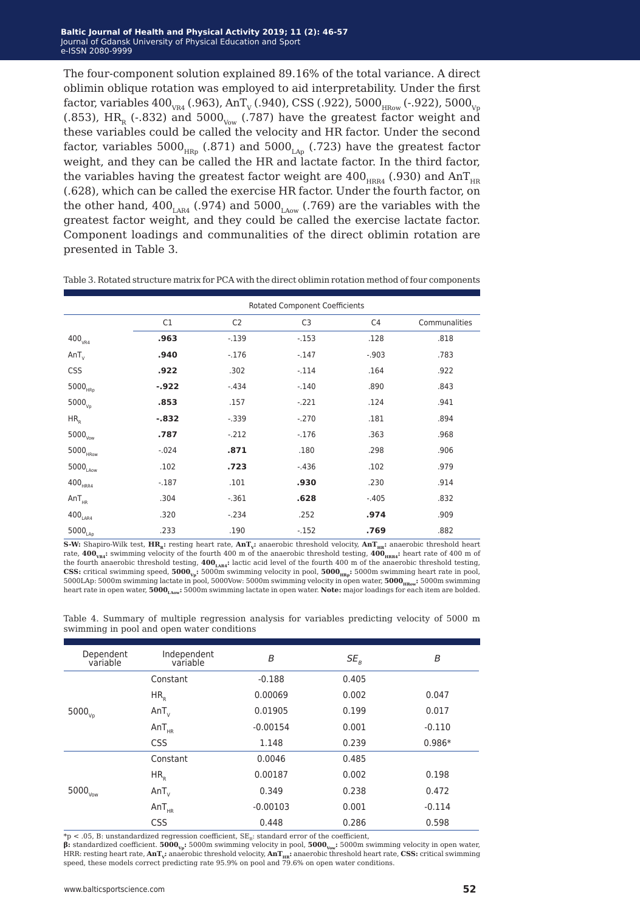The four-component solution explained 89.16% of the total variance. A direct oblimin oblique rotation was employed to aid interpretability. Under the first factor, variables $400_{VR4}$ (.963), $AnT_V$ (.940), CSS (.922), $5000_{HRow}$ (-.922), $5000_{Vp}$ (.853), $HR_R$ (-.832) and $5000_{Vow}$ (.787) have the greatest factor weight and these variables could be called the velocity and HR factor. Under the second factor, variables $5000_{HRp}$ (.871) and $5000_{LAp}$ (.723) have the greatest factor weight, and they can be called the HR and lactate factor. In the third factor, the variables having the greatest factor weight are $400_{HRR4}$ (.930) and $AnT_{HR}$ (.628), which can be called the exercise HR factor. Under the fourth factor, on the other hand, $400_{LAR4}$ (.974) and $5000_{LAow}$ (.769) are the variables with the greatest factor weight, and they could be called the exercise lactate factor. Component loadings and communalities of the direct oblimin rotation are presented in Table 3.

Table 3. Rotated structure matrix for PCA with the direct oblimin rotation method of four components

| | Rotated Component Coefficients | | | | |
|---|---|---|---|---|---|
| | C1 | C2 | C3 | C4 | Communalities |
| $400_{VR4}$ | **.963** | -.139 | -.153 | .128 | .818 |
| $AnT_V$ | **.940** | -.176 | -.147 | -.903 | .783 |
| CSS | **.922** | .302 | -.114 | .164 | .922 |
| $5000_{HRp}$ | **-.922** | -.434 | -.140 | .890 | .843 |
| $5000_{Vp}$ | **.853** | .157 | -.221 | .124 | .941 |
| $HR_R$ | **-.832** | -.339 | -.270 | .181 | .894 |
| $5000_{Vow}$ | **.787** | -.212 | -.176 | .363 | .968 |
| $5000_{HRow}$ | -.024 | **.871** | .180 | .298 | .906 |
| $5000_{LAow}$ | .102 | **.723** | -.436 | .102 | .979 |
| $400_{HRR4}$ | -.187 | .101 | **.930** | .230 | .914 |
| $AnT_{HR}$ | .304 | -.361 | **.628** | -.405 | .832 |
| $400_{LAR4}$ | .320 | -.234 | .252 | **.974** | .909 |
| $5000_{LAp}$ | .233 | .190 | -.152 | **.769** | .882 |

**S-W:** Shapiro-Wilk test, $\mathbf{HR_R}$**:** resting heart rate, $\mathbf{AnT_V}$**:** anaerobic threshold velocity, $\mathbf{AnT_{HR}}$**:** anaerobic threshold heart rate, $\mathbf{400_{VR4}}$**:** swimming velocity of the fourth 400 m of the anaerobic threshold testing, $\mathbf{400_{HRR4}}$**:** heart rate of 400 m of the fourth anaerobic threshold testing, $\mathbf{400_{LAR4}}$**:** lactic acid level of the fourth 400 m of the anaerobic threshold testing, **CSS:** critical swimming speed, $\mathbf{5000_{Vp}}$**:** 5000m swimming velocity in pool, $\mathbf{5000_{HRp}}$**:** 5000m swimming heart rate in pool, 5000LAp: 5000m swimming lactate in pool, 5000Vow: 5000m swimming velocity in open water, $\mathbf{5000_{HRow}}$**:** 5000m swimming heart rate in open water, $\mathbf{5000_{LAow}}$**:** 5000m swimming lactate in open water. **Note:** major loadings for each item are bolded.

Table 4. Summary of multiple regression analysis for variables predicting velocity of 5000 m swimming in pool and open water conditions

| Dependent variable | Independent variable | *B* | $SE_B$ | *B* |
|---|---|---|---|---|
| $5000_{Vp}$ | Constant | -0.188 | 0.405 | |
| | $HR_R$ | 0.00069 | 0.002 | 0.047 |
| | $AnT_V$ | 0.01905 | 0.199 | 0.017 |
| | $AnT_{HR}$ | -0.00154 | 0.001 | -0.110 |
| | CSS | 1.148 | 0.239 | 0.986* |
| $5000_{Vow}$ | Constant | 0.0046 | 0.485 | |
| | $HR_R$ | 0.00187 | 0.002 | 0.198 |
| | $AnT_V$ | 0.349 | 0.238 | 0.472 |
| | $AnT_{HR}$ | -0.00103 | 0.001 | -0.114 |
| | CSS | 0.448 | 0.286 | 0.598 |

*p < .05, B: unstandardized regression coefficient, $SE_B$: standard error of the coefficient,
**β:** standardized coefficient. $\mathbf{5000_{Vp}}$**:** 5000m swimming velocity in pool, $\mathbf{5000_{Vow}}$**:** 5000m swimming velocity in open water, HRR: resting heart rate, $\mathbf{AnT_V}$**:** anaerobic threshold velocity, $\mathbf{AnT_{HR}}$**:** anaerobic threshold heart rate, **CSS:** critical swimming speed, these models correct predicting rate 95.9% on pool and 79.6% on open water conditions.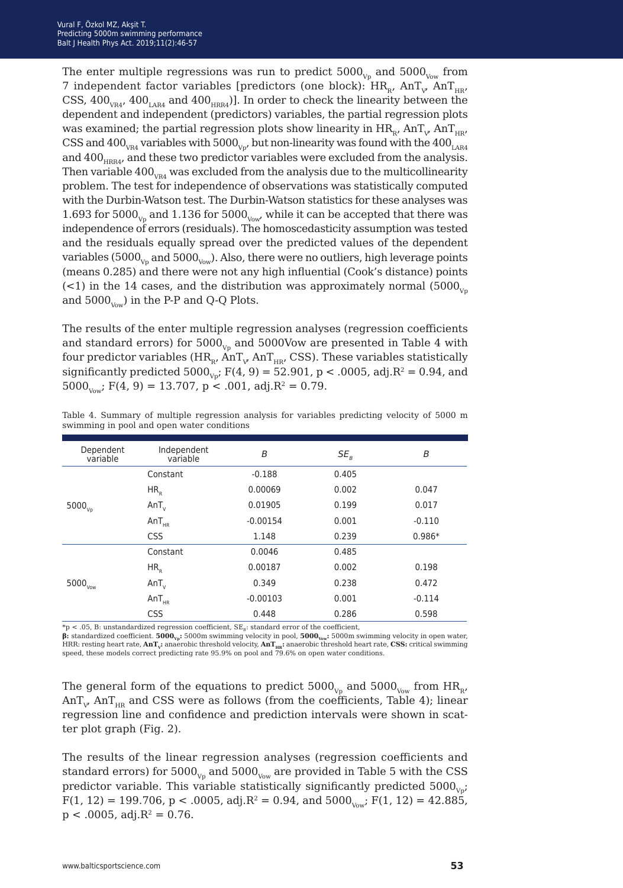The enter multiple regressions was run to predict $5000_{Vp}$ and $5000_{Vow}$ from 7 independent factor variables [predictors (one block): $HR_R$, $AnT_V$, $AnT_{HR}$, CSS, $400_{VR4}$, $400_{LAR4}$ and $400_{HRR4}$)]. In order to check the linearity between the dependent and independent (predictors) variables, the partial regression plots was examined; the partial regression plots show linearity in $HR_R$, $AnT_V$, $AnT_{HR}$, CSS and $400_{VR4}$ variables with $5000_{Vp}$, but non-linearity was found with the $400_{LAR4}$ and $400_{HRR4}$, and these two predictor variables were excluded from the analysis. Then variable $400_{VR4}$ was excluded from the analysis due to the multicollinearity problem. The test for independence of observations was statistically computed with the Durbin-Watson test. The Durbin-Watson statistics for these analyses was 1.693 for $5000_{Vp}$ and 1.136 for $5000_{Vow}$, while it can be accepted that there was independence of errors (residuals). The homoscedasticity assumption was tested and the residuals equally spread over the predicted values of the dependent variables ($5000_{Vp}$ and $5000_{Vow}$). Also, there were no outliers, high leverage points (means 0.285) and there were not any high influential (Cook's distance) points (<1) in the 14 cases, and the distribution was approximately normal ($5000_{Vp}$ and $5000_{Vow}$) in the P-P and Q-Q Plots.

The results of the enter multiple regression analyses (regression coefficients and standard errors) for $5000_{Vp}$ and 5000Vow are presented in Table 4 with four predictor variables ($HR_R$, $AnT_V$, $AnT_{HR}$, CSS). These variables statistically significantly predicted $5000_{Vp}$; $F(4, 9) = 52.901$, $p < .0005$, adj.$R^2 = 0.94$, and $5000_{Vow}$; $F(4, 9) = 13.707$, $p < .001$, adj.$R^2 = 0.79$.

Table 4. Summary of multiple regression analysis for variables predicting velocity of 5000 m swimming in pool and open water conditions

| Dependent variable | Independent variable | *B* | $SE_B$ | *β* |
|---|---|---|---|---|
| $5000_{Vp}$ | Constant | -0.188 | 0.405 | |
| | $HR_R$ | 0.00069 | 0.002 | 0.047 |
| | $AnT_V$ | 0.01905 | 0.199 | 0.017 |
| | $AnT_{HR}$ | -0.00154 | 0.001 | -0.110 |
| | CSS | 1.148 | 0.239 | 0.986* |
| $5000_{Vow}$ | Constant | 0.0046 | 0.485 | |
| | $HR_R$ | 0.00187 | 0.002 | 0.198 |
| | $AnT_V$ | 0.349 | 0.238 | 0.472 |
| | $AnT_{HR}$ | -0.00103 | 0.001 | -0.114 |
| | CSS | 0.448 | 0.286 | 0.598 |

*p < .05, B: unstandardized regression coefficient, $SE_B$: standard error of the coefficient,
**β:** standardized coefficient. **$5000_{Vp}$:** 5000m swimming velocity in pool, **$5000_{Vow}$:** 5000m swimming velocity in open water, HRR: resting heart rate, **$AnT_V$:** anaerobic threshold velocity, **$AnT_{HR}$:** anaerobic threshold heart rate, **CSS:** critical swimming speed, these models correct predicting rate 95.9% on pool and 79.6% on open water conditions.

The general form of the equations to predict $5000_{Vp}$ and $5000_{Vow}$ from $HR_R$, $AnT_V$, $AnT_{HR}$ and CSS were as follows (from the coefficients, Table 4); linear regression line and confidence and prediction intervals were shown in scatter plot graph (Fig. 2).

The results of the linear regression analyses (regression coefficients and standard errors) for $5000_{Vp}$ and $5000_{Vow}$ are provided in Table 5 with the CSS predictor variable. This variable statistically significantly predicted $5000_{Vp}$; $F(1, 12) = 199.706$, $p < .0005$, adj.$R^2 = 0.94$, and $5000_{Vow}$; $F(1, 12) = 42.885$, $p < .0005$, adj.$R^2 = 0.76$.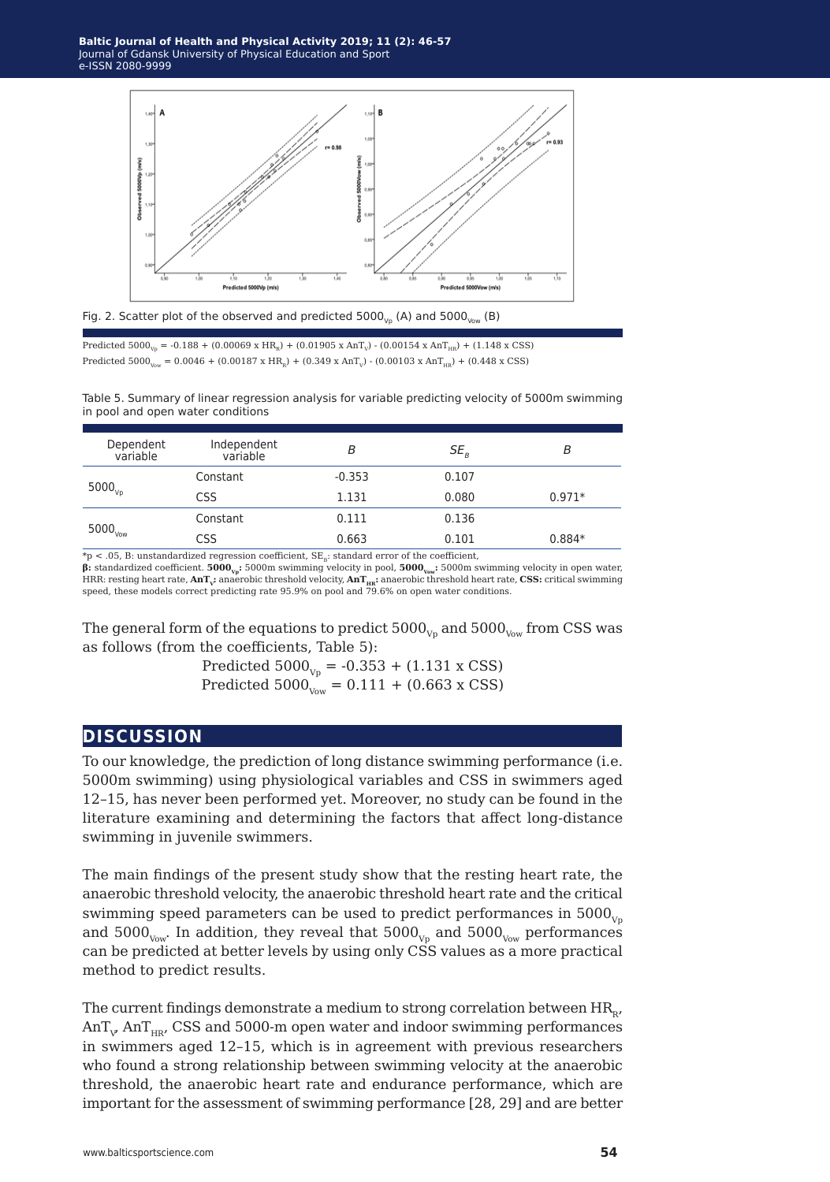Fig. 2. Scatter plot of the observed and predicted $5000_{Vp}$ (A) and $5000_{Vow}$ (B)

Predicted $5000_{Vp}$ = -0.188 + (0.00069 x $HR_R$) + (0.01905 x $AnT_V$) - (0.00154 x $AnT_{HR}$) + (1.148 x CSS)

Predicted $5000_{Vow}$ = 0.0046 + (0.00187 x $HR_R$) + (0.349 x $AnT_V$) - (0.00103 x $AnT_{HR}$) + (0.448 x CSS)

Table 5. Summary of linear regression analysis for variable predicting velocity of 5000m swimming in pool and open water conditions

| Dependent variable | Independent variable | *B* | $SE_B$ | *Β* |
|---|---|---|---|---|
| $5000_{Vp}$ | Constant | -0.353 | 0.107 | |
| | CSS | 1.131 | 0.080 | 0.971* |
| $5000_{Vow}$ | Constant | 0.111 | 0.136 | |
| | CSS | 0.663 | 0.101 | 0.884* |

*p < .05, B: unstandardized regression coefficient, $SE_B$: standard error of the coefficient,
**β:** standardized coefficient. **$5000_{Vp}$:** 5000m swimming velocity in pool, **$5000_{Vow}$:** 5000m swimming velocity in open water, HRR: resting heart rate, **$AnT_V$:** anaerobic threshold velocity, **$AnT_{HR}$:** anaerobic threshold heart rate, **CSS:** critical swimming speed, these models correct predicting rate 95.9% on pool and 79.6% on open water conditions.

The general form of the equations to predict $5000_{Vp}$ and $5000_{Vow}$ from CSS was as follows (from the coefficients, Table 5):

Predicted $5000_{Vp}$ = -0.353 + (1.131 x CSS)

Predicted $5000_{Vow}$ = 0.111 + (0.663 x CSS)

## DISCUSSION

To our knowledge, the prediction of long distance swimming performance (i.e. 5000m swimming) using physiological variables and CSS in swimmers aged 12–15, has never been performed yet. Moreover, no study can be found in the literature examining and determining the factors that affect long-distance swimming in juvenile swimmers.

The main findings of the present study show that the resting heart rate, the anaerobic threshold velocity, the anaerobic threshold heart rate and the critical swimming speed parameters can be used to predict performances in $5000_{Vp}$ and $5000_{Vow}$. In addition, they reveal that $5000_{Vp}$ and $5000_{Vow}$ performances can be predicted at better levels by using only CSS values as a more practical method to predict results.

The current findings demonstrate a medium to strong correlation between $HR_R$, $AnT_V$, $AnT_{HR}$, CSS and 5000-m open water and indoor swimming performances in swimmers aged 12–15, which is in agreement with previous researchers who found a strong relationship between swimming velocity at the anaerobic threshold, the anaerobic heart rate and endurance performance, which are important for the assessment of swimming performance [28, 29] and are better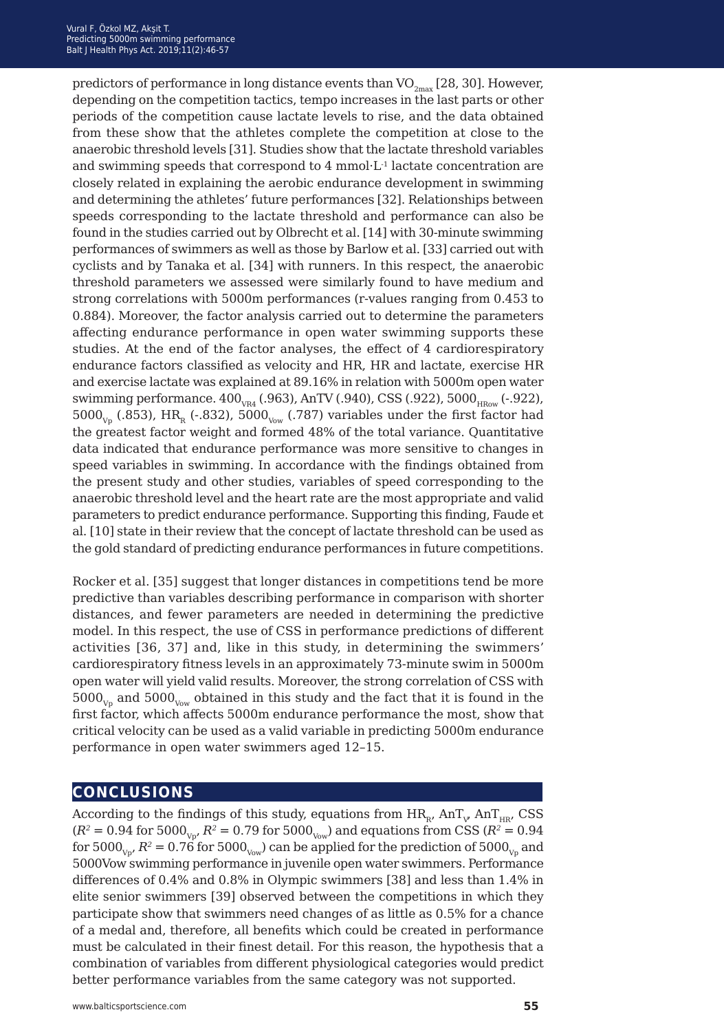predictors of performance in long distance events than $VO_{2max}$ [28, 30]. However, depending on the competition tactics, tempo increases in the last parts or other periods of the competition cause lactate levels to rise, and the data obtained from these show that the athletes complete the competition at close to the anaerobic threshold levels [31]. Studies show that the lactate threshold variables and swimming speeds that correspond to 4 $mmol \cdot L^{-1}$ lactate concentration are closely related in explaining the aerobic endurance development in swimming and determining the athletes' future performances [32]. Relationships between speeds corresponding to the lactate threshold and performance can also be found in the studies carried out by Olbrecht et al. [14] with 30-minute swimming performances of swimmers as well as those by Barlow et al. [33] carried out with cyclists and by Tanaka et al. [34] with runners. In this respect, the anaerobic threshold parameters we assessed were similarly found to have medium and strong correlations with 5000m performances (r-values ranging from 0.453 to 0.884). Moreover, the factor analysis carried out to determine the parameters affecting endurance performance in open water swimming supports these studies. At the end of the factor analyses, the effect of 4 cardiorespiratory endurance factors classified as velocity and HR, HR and lactate, exercise HR and exercise lactate was explained at 89.16% in relation with 5000m open water swimming performance. $400_{VR4}$ (.963), AnTV (.940), CSS (.922), $5000_{HRow}$ (-.922), $5000_{Vp}$ (.853), $HR_R$ (-.832), $5000_{Vow}$ (.787) variables under the first factor had the greatest factor weight and formed 48% of the total variance. Quantitative data indicated that endurance performance was more sensitive to changes in speed variables in swimming. In accordance with the findings obtained from the present study and other studies, variables of speed corresponding to the anaerobic threshold level and the heart rate are the most appropriate and valid parameters to predict endurance performance. Supporting this finding, Faude et al. [10] state in their review that the concept of lactate threshold can be used as the gold standard of predicting endurance performances in future competitions.

Rocker et al. [35] suggest that longer distances in competitions tend be more predictive than variables describing performance in comparison with shorter distances, and fewer parameters are needed in determining the predictive model. In this respect, the use of CSS in performance predictions of different activities [36, 37] and, like in this study, in determining the swimmers' cardiorespiratory fitness levels in an approximately 73-minute swim in 5000m open water will yield valid results. Moreover, the strong correlation of CSS with $5000_{Vp}$ and $5000_{Vow}$ obtained in this study and the fact that it is found in the first factor, which affects 5000m endurance performance the most, show that critical velocity can be used as a valid variable in predicting 5000m endurance performance in open water swimmers aged 12–15.

## CONCLUSIONS

According to the findings of this study, equations from $HR_R$, $AnT_V$, $AnT_{HR}$, CSS ($R^2 = 0.94$ for $5000_{Vp}$, $R^2 = 0.79$ for $5000_{Vow}$) and equations from CSS ($R^2 = 0.94$ for $5000_{Vp}$, $R^2 = 0.76$ for $5000_{Vow}$) can be applied for the prediction of $5000_{Vp}$ and 5000Vow swimming performance in juvenile open water swimmers. Performance differences of 0.4% and 0.8% in Olympic swimmers [38] and less than 1.4% in elite senior swimmers [39] observed between the competitions in which they participate show that swimmers need changes of as little as 0.5% for a chance of a medal and, therefore, all benefits which could be created in performance must be calculated in their finest detail. For this reason, the hypothesis that a combination of variables from different physiological categories would predict better performance variables from the same category was not supported.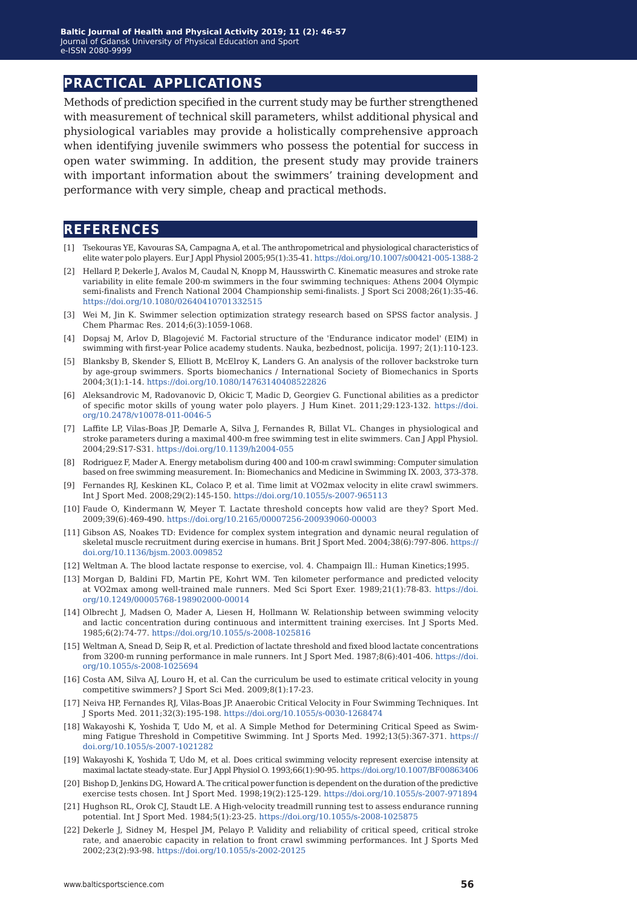## PRACTICAL APPLICATIONS

Methods of prediction specified in the current study may be further strengthened with measurement of technical skill parameters, whilst additional physical and physiological variables may provide a holistically comprehensive approach when identifying juvenile swimmers who possess the potential for success in open water swimming. In addition, the present study may provide trainers with important information about the swimmers' training development and performance with very simple, cheap and practical methods.

## REFERENCES

[1] Tsekouras YE, Kavouras SA, Campagna A, et al. The anthropometrical and physiological characteristics of elite water polo players. Eur J Appl Physiol 2005;95(1):35-41. https://doi.org/10.1007/s00421-005-1388-2

[2] Hellard P, Dekerle J, Avalos M, Caudal N, Knopp M, Hausswirth C. Kinematic measures and stroke rate variability in elite female 200-m swimmers in the four swimming techniques: Athens 2004 Olympic semi-finalists and French National 2004 Championship semi-finalists. J Sport Sci 2008;26(1):35-46. https://doi.org/10.1080/02640410701332515

[3] Wei M, Jin K. Swimmer selection optimization strategy research based on SPSS factor analysis. J Chem Pharmac Res. 2014;6(3):1059-1068.

[4] Dopsaj M, Arlov D, Blagojević M. Factorial structure of the 'Endurance indicator model' (EIM) in swimming with first-year Police academy students. Nauka, bezbednost, policija. 1997; 2(1):110-123.

[5] Blanksby B, Skender S, Elliott B, McElroy K, Landers G. An analysis of the rollover backstroke turn by age-group swimmers. Sports biomechanics / International Society of Biomechanics in Sports 2004;3(1):1-14. https://doi.org/10.1080/14763140408522826

[6] Aleksandrovic M, Radovanovic D, Okicic T, Madic D, Georgiev G. Functional abilities as a predictor of specific motor skills of young water polo players. J Hum Kinet. 2011;29:123-132. https://doi.org/10.2478/v10078-011-0046-5

[7] Laffite LP, Vilas-Boas JP, Demarle A, Silva J, Fernandes R, Billat VL. Changes in physiological and stroke parameters during a maximal 400-m free swimming test in elite swimmers. Can J Appl Physiol. 2004;29:S17-S31. https://doi.org/10.1139/h2004-055

[8] Rodriguez F, Mader A. Energy metabolism during 400 and 100-m crawl swimming: Computer simulation based on free swimming measurement. In: Biomechanics and Medicine in Swimming IX. 2003, 373-378.

[9] Fernandes RJ, Keskinen KL, Colaco P, et al. Time limit at VO2max velocity in elite crawl swimmers. Int J Sport Med. 2008;29(2):145-150. https://doi.org/10.1055/s-2007-965113

[10] Faude O, Kindermann W, Meyer T. Lactate threshold concepts how valid are they? Sport Med. 2009;39(6):469-490. https://doi.org/10.2165/00007256-200939060-00003

[11] Gibson AS, Noakes TD: Evidence for complex system integration and dynamic neural regulation of skeletal muscle recruitment during exercise in humans. Brit J Sport Med. 2004;38(6):797-806. https://doi.org/10.1136/bjsm.2003.009852

[12] Weltman A. The blood lactate response to exercise, vol. 4. Champaign Ill.: Human Kinetics;1995.

[13] Morgan D, Baldini FD, Martin PE, Kohrt WM. Ten kilometer performance and predicted velocity at VO2max among well-trained male runners. Med Sci Sport Exer. 1989;21(1):78-83. https://doi.org/10.1249/00005768-198902000-00014

[14] Olbrecht J, Madsen O, Mader A, Liesen H, Hollmann W. Relationship between swimming velocity and lactic concentration during continuous and intermittent training exercises. Int J Sports Med. 1985;6(2):74-77. https://doi.org/10.1055/s-2008-1025816

[15] Weltman A, Snead D, Seip R, et al. Prediction of lactate threshold and fixed blood lactate concentrations from 3200-m running performance in male runners. Int J Sport Med. 1987;8(6):401-406. https://doi.org/10.1055/s-2008-1025694

[16] Costa AM, Silva AJ, Louro H, et al. Can the curriculum be used to estimate critical velocity in young competitive swimmers? J Sport Sci Med. 2009;8(1):17-23.

[17] Neiva HP, Fernandes RJ, Vilas-Boas JP. Anaerobic Critical Velocity in Four Swimming Techniques. Int J Sports Med. 2011;32(3):195-198. https://doi.org/10.1055/s-0030-1268474

[18] Wakayoshi K, Yoshida T, Udo M, et al. A Simple Method for Determining Critical Speed as Swimming Fatigue Threshold in Competitive Swimming. Int J Sports Med. 1992;13(5):367-371. https://doi.org/10.1055/s-2007-1021282

[19] Wakayoshi K, Yoshida T, Udo M, et al. Does critical swimming velocity represent exercise intensity at maximal lactate steady-state. Eur J Appl Physiol O. 1993;66(1):90-95. https://doi.org/10.1007/BF00863406

[20] Bishop D, Jenkins DG, Howard A. The critical power function is dependent on the duration of the predictive exercise tests chosen. Int J Sport Med. 1998;19(2):125-129. https://doi.org/10.1055/s-2007-971894

[21] Hughson RL, Orok CJ, Staudt LE. A High-velocity treadmill running test to assess endurance running potential. Int J Sport Med. 1984;5(1):23-25. https://doi.org/10.1055/s-2008-1025875

[22] Dekerle J, Sidney M, Hespel JM, Pelayo P. Validity and reliability of critical speed, critical stroke rate, and anaerobic capacity in relation to front crawl swimming performances. Int J Sports Med 2002;23(2):93-98. https://doi.org/10.1055/s-2002-20125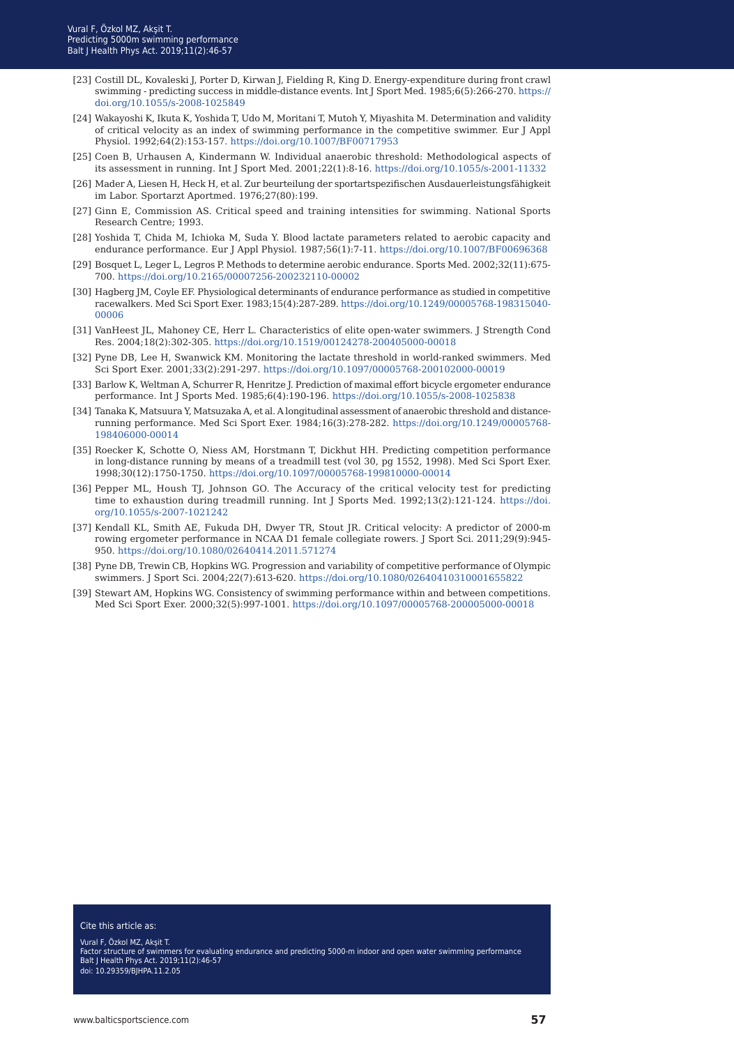[23] Costill DL, Kovaleski J, Porter D, Kirwan J, Fielding R, King D. Energy-expenditure during front crawl swimming - predicting success in middle-distance events. Int J Sport Med. 1985;6(5):266-270. https://doi.org/10.1055/s-2008-1025849

[24] Wakayoshi K, Ikuta K, Yoshida T, Udo M, Moritani T, Mutoh Y, Miyashita M. Determination and validity of critical velocity as an index of swimming performance in the competitive swimmer. Eur J Appl Physiol. 1992;64(2):153-157. https://doi.org/10.1007/BF00717953

[25] Coen B, Urhausen A, Kindermann W. Individual anaerobic threshold: Methodological aspects of its assessment in running. Int J Sport Med. 2001;22(1):8-16. https://doi.org/10.1055/s-2001-11332

[26] Mader A, Liesen H, Heck H, et al. Zur beurteilung der sportartspezifischen Ausdauerleistungsfähigkeit im Labor. Sportarzt Aportmed. 1976;27(80):199.

[27] Ginn E, Commission AS. Critical speed and training intensities for swimming. National Sports Research Centre; 1993.

[28] Yoshida T, Chida M, Ichioka M, Suda Y. Blood lactate parameters related to aerobic capacity and endurance performance. Eur J Appl Physiol. 1987;56(1):7-11. https://doi.org/10.1007/BF00696368

[29] Bosquet L, Leger L, Legros P. Methods to determine aerobic endurance. Sports Med. 2002;32(11):675-700. https://doi.org/10.2165/00007256-200232110-00002

[30] Hagberg JM, Coyle EF. Physiological determinants of endurance performance as studied in competitive racewalkers. Med Sci Sport Exer. 1983;15(4):287-289. https://doi.org/10.1249/00005768-198315040-00006

[31] VanHeest JL, Mahoney CE, Herr L. Characteristics of elite open-water swimmers. J Strength Cond Res. 2004;18(2):302-305. https://doi.org/10.1519/00124278-200405000-00018

[32] Pyne DB, Lee H, Swanwick KM. Monitoring the lactate threshold in world-ranked swimmers. Med Sci Sport Exer. 2001;33(2):291-297. https://doi.org/10.1097/00005768-200102000-00019

[33] Barlow K, Weltman A, Schurrer R, Henritze J. Prediction of maximal effort bicycle ergometer endurance performance. Int J Sports Med. 1985;6(4):190-196. https://doi.org/10.1055/s-2008-1025838

[34] Tanaka K, Matsuura Y, Matsuzaka A, et al. A longitudinal assessment of anaerobic threshold and distance-running performance. Med Sci Sport Exer. 1984;16(3):278-282. https://doi.org/10.1249/00005768-198406000-00014

[35] Roecker K, Schotte O, Niess AM, Horstmann T, Dickhut HH. Predicting competition performance in long-distance running by means of a treadmill test (vol 30, pg 1552, 1998). Med Sci Sport Exer. 1998;30(12):1750-1750. https://doi.org/10.1097/00005768-199810000-00014

[36] Pepper ML, Housh TJ, Johnson GO. The Accuracy of the critical velocity test for predicting time to exhaustion during treadmill running. Int J Sports Med. 1992;13(2):121-124. https://doi.org/10.1055/s-2007-1021242

[37] Kendall KL, Smith AE, Fukuda DH, Dwyer TR, Stout JR. Critical velocity: A predictor of 2000-m rowing ergometer performance in NCAA D1 female collegiate rowers. J Sport Sci. 2011;29(9):945-950. https://doi.org/10.1080/02640414.2011.571274

[38] Pyne DB, Trewin CB, Hopkins WG. Progression and variability of competitive performance of Olympic swimmers. J Sport Sci. 2004;22(7):613-620. https://doi.org/10.1080/02640410310001655822

[39] Stewart AM, Hopkins WG. Consistency of swimming performance within and between competitions. Med Sci Sport Exer. 2000;32(5):997-1001. https://doi.org/10.1097/00005768-200005000-00018

Cite this article as:

Vural F, Özkol MZ, Akşit T.
Factor structure of swimmers for evaluating endurance and predicting 5000-m indoor and open water swimming performance
Balt J Health Phys Act. 2019;11(2):46-57
doi: 10.29359/BJHPA.11.2.05